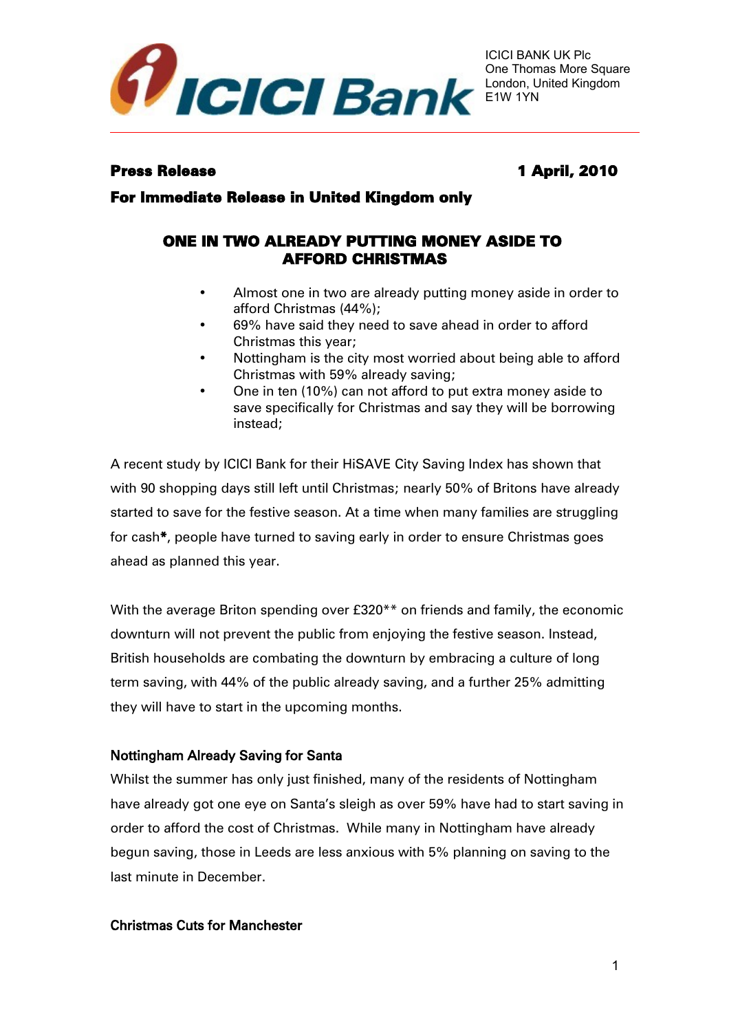ICICI Bank

ICICI BANK UK Plc
One Thomas More Square
London, United Kingdom
E1W 1YN

**Press Release** **1 April, 2010**

**For Immediate Release in United Kingdom only**

## ONE IN TWO ALREADY PUTTING MONEY ASIDE TO AFFORD CHRISTMAS

- Almost one in two are already putting money aside in order to afford Christmas (44%);
- 69% have said they need to save ahead in order to afford Christmas this year;
- Nottingham is the city most worried about being able to afford Christmas with 59% already saving;
- One in ten (10%) can not afford to put extra money aside to save specifically for Christmas and say they will be borrowing instead;

A recent study by ICICI Bank for their HiSAVE City Saving Index has shown that with 90 shopping days still left until Christmas; nearly 50% of Britons have already started to save for the festive season. At a time when many families are struggling for cash**\***, people have turned to saving early in order to ensure Christmas goes ahead as planned this year.

With the average Briton spending over £320** on friends and family, the economic downturn will not prevent the public from enjoying the festive season. Instead, British households are combating the downturn by embracing a culture of long term saving, with 44% of the public already saving, and a further 25% admitting they will have to start in the upcoming months.

### Nottingham Already Saving for Santa

Whilst the summer has only just finished, many of the residents of Nottingham have already got one eye on Santa's sleigh as over 59% have had to start saving in order to afford the cost of Christmas. While many in Nottingham have already begun saving, those in Leeds are less anxious with 5% planning on saving to the last minute in December.

### Christmas Cuts for Manchester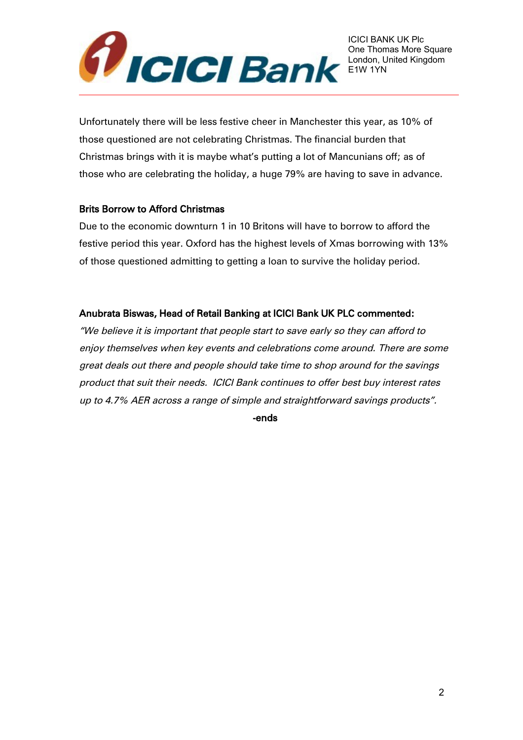Unfortunately there will be less festive cheer in Manchester this year, as 10% of those questioned are not celebrating Christmas. The financial burden that Christmas brings with it is maybe what's putting a lot of Mancunians off; as of those who are celebrating the holiday, a huge 79% are having to save in advance.

**Brits Borrow to Afford Christmas**

Due to the economic downturn 1 in 10 Britons will have to borrow to afford the festive period this year. Oxford has the highest levels of Xmas borrowing with 13% of those questioned admitting to getting a loan to survive the holiday period.

**Anubrata Biswas, Head of Retail Banking at ICICI Bank UK PLC commented:**

*"We believe it is important that people start to save early so they can afford to enjoy themselves when key events and celebrations come around. There are some great deals out there and people should take time to shop around for the savings product that suit their needs. ICICI Bank continues to offer best buy interest rates up to 4.7% AER across a range of simple and straightforward savings products".*

**-ends**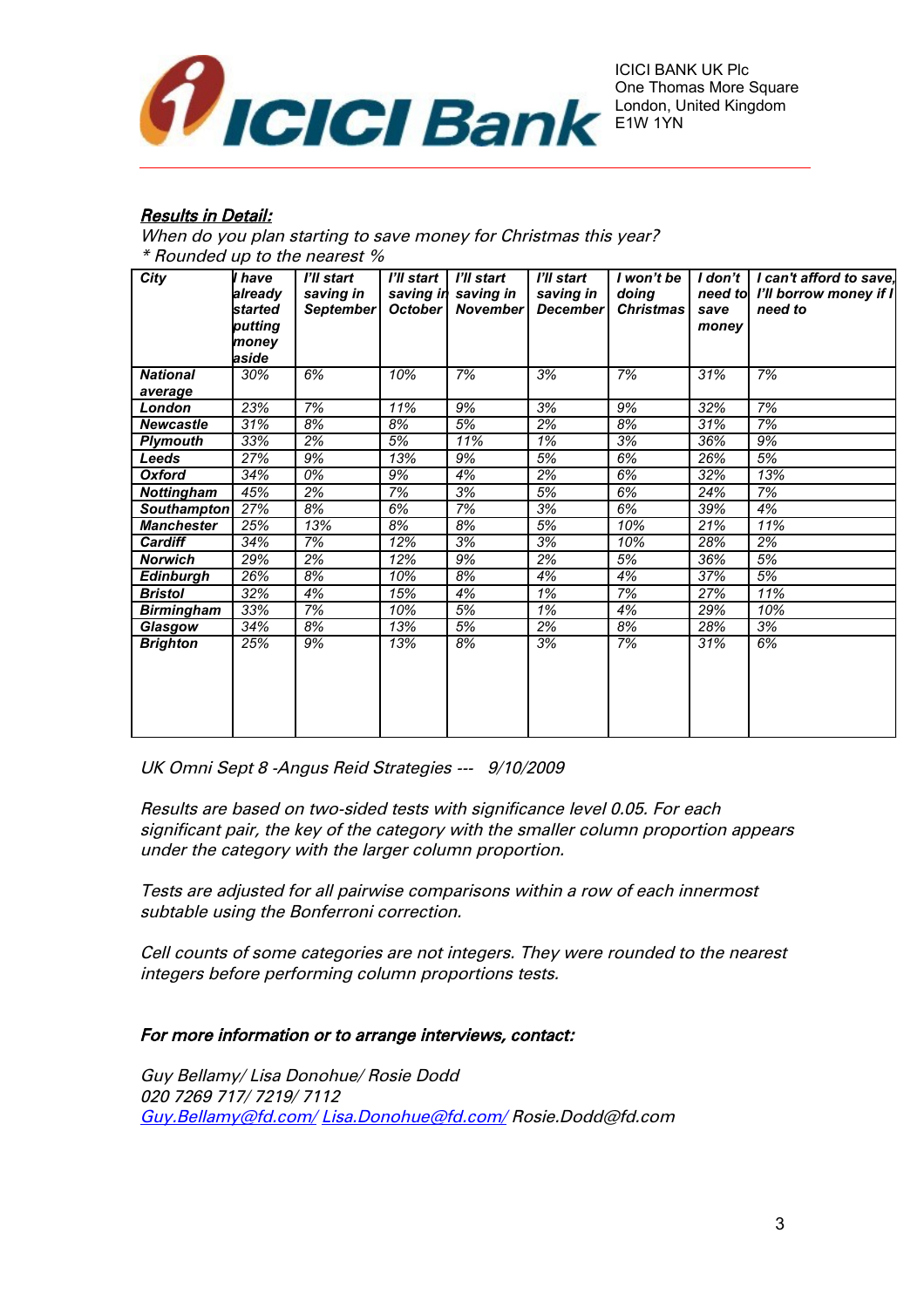ICICI BANK UK Plc
One Thomas More Square
London, United Kingdom
E1W 1YN

***Results in Detail:***

*When do you plan starting to save money for Christmas this year?*
*\* Rounded up to the nearest %*

| City | I have already started putting money aside | I'll start saving in September | I'll start saving in October | I'll start saving in November | I'll start saving in December | I won't be doing Christmas | I don't need to save money | I can't afford to save, I'll borrow money if I need to |
|---|---|---|---|---|---|---|---|---|
| **National average** | 30% | 6% | 10% | 7% | 3% | 7% | 31% | 7% |
| **London** | 23% | 7% | 11% | 9% | 3% | 9% | 32% | 7% |
| **Newcastle** | 31% | 8% | 8% | 5% | 2% | 8% | 31% | 7% |
| **Plymouth** | 33% | 2% | 5% | 11% | 1% | 3% | 36% | 9% |
| **Leeds** | 27% | 9% | 13% | 9% | 5% | 6% | 26% | 5% |
| **Oxford** | 34% | 0% | 9% | 4% | 2% | 6% | 32% | 13% |
| **Nottingham** | 45% | 2% | 7% | 3% | 5% | 6% | 24% | 7% |
| **Southampton** | 27% | 8% | 6% | 7% | 3% | 6% | 39% | 4% |
| **Manchester** | 25% | 13% | 8% | 8% | 5% | 10% | 21% | 11% |
| **Cardiff** | 34% | 7% | 12% | 3% | 3% | 10% | 28% | 2% |
| **Norwich** | 29% | 2% | 12% | 9% | 2% | 5% | 36% | 5% |
| **Edinburgh** | 26% | 8% | 10% | 8% | 4% | 4% | 37% | 5% |
| **Bristol** | 32% | 4% | 15% | 4% | 1% | 7% | 27% | 11% |
| **Birmingham** | 33% | 7% | 10% | 5% | 1% | 4% | 29% | 10% |
| **Glasgow** | 34% | 8% | 13% | 5% | 2% | 8% | 28% | 3% |
| **Brighton** | 25% | 9% | 13% | 8% | 3% | 7% | 31% | 6% |

*UK Omni Sept 8 -Angus Reid Strategies --- 9/10/2009*

*Results are based on two-sided tests with significance level 0.05. For each significant pair, the key of the category with the smaller column proportion appears under the category with the larger column proportion.*

*Tests are adjusted for all pairwise comparisons within a row of each innermost subtable using the Bonferroni correction.*

*Cell counts of some categories are not integers. They were rounded to the nearest integers before performing column proportions tests.*

***For more information or to arrange interviews, contact:***

*Guy Bellamy/ Lisa Donohue/ Rosie Dodd*
*020 7269 717/ 7219/ 7112*
*Guy.Bellamy@fd.com/ Lisa.Donohue@fd.com/ Rosie.Dodd@fd.com*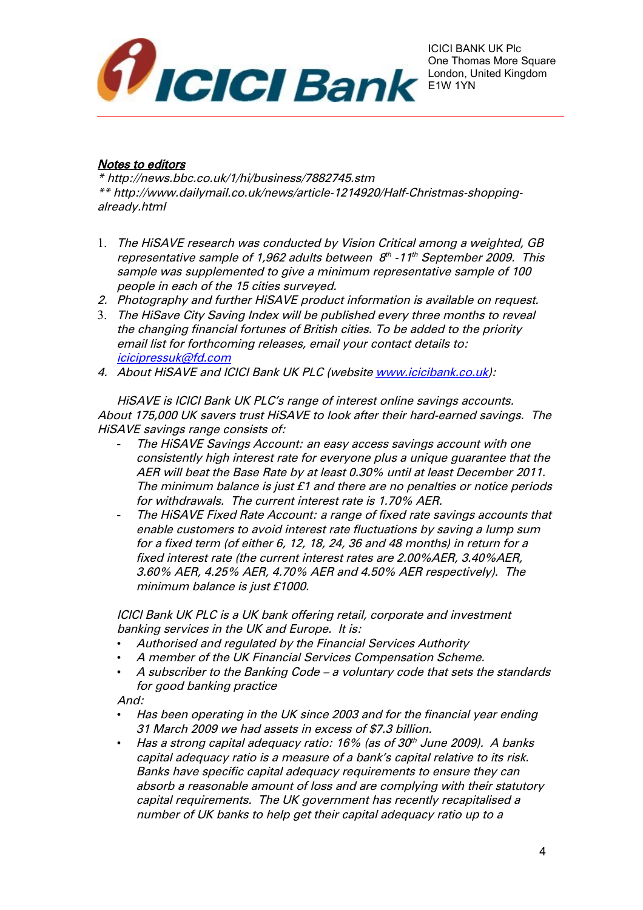***Notes to editors***

*\* http://news.bbc.co.uk/1/hi/business/7882745.stm*
*\*\* http://www.dailymail.co.uk/news/article-1214920/Half-Christmas-shopping-already.html*

1. *The HiSAVE research was conducted by Vision Critical among a weighted, GB representative sample of 1,962 adults between 8th -11th September 2009. This sample was supplemented to give a minimum representative sample of 100 people in each of the 15 cities surveyed.*
2. *Photography and further HiSAVE product information is available on request.*
3. *The HiSave City Saving Index will be published every three months to reveal the changing financial fortunes of British cities. To be added to the priority email list for forthcoming releases, email your contact details to: [icicipressuk@fd.com](mailto:icicipressuk@fd.com)*
4. *About HiSAVE and ICICI Bank UK PLC (website [www.icicibank.co.uk](http://www.icicibank.co.uk)):*

*HiSAVE is ICICI Bank UK PLC's range of interest online savings accounts. About 175,000 UK savers trust HiSAVE to look after their hard-earned savings. The HiSAVE savings range consists of:*

- *The HiSAVE Savings Account: an easy access savings account with one consistently high interest rate for everyone plus a unique guarantee that the AER will beat the Base Rate by at least 0.30% until at least December 2011. The minimum balance is just £1 and there are no penalties or notice periods for withdrawals. The current interest rate is 1.70% AER.*
- *The HiSAVE Fixed Rate Account: a range of fixed rate savings accounts that enable customers to avoid interest rate fluctuations by saving a lump sum for a fixed term (of either 6, 12, 18, 24, 36 and 48 months) in return for a fixed interest rate (the current interest rates are 2.00%AER, 3.40%AER, 3.60% AER, 4.25% AER, 4.70% AER and 4.50% AER respectively). The minimum balance is just £1000.*

*ICICI Bank UK PLC is a UK bank offering retail, corporate and investment banking services in the UK and Europe. It is:*

- *Authorised and regulated by the Financial Services Authority*
- *A member of the UK Financial Services Compensation Scheme.*
- *A subscriber to the Banking Code – a voluntary code that sets the standards for good banking practice*

*And:*

- *Has been operating in the UK since 2003 and for the financial year ending 31 March 2009 we had assets in excess of $7.3 billion.*
- *Has a strong capital adequacy ratio: 16% (as of 30th June 2009). A banks capital adequacy ratio is a measure of a bank's capital relative to its risk. Banks have specific capital adequacy requirements to ensure they can absorb a reasonable amount of loss and are complying with their statutory capital requirements. The UK government has recently recapitalised a number of UK banks to help get their capital adequacy ratio up to a*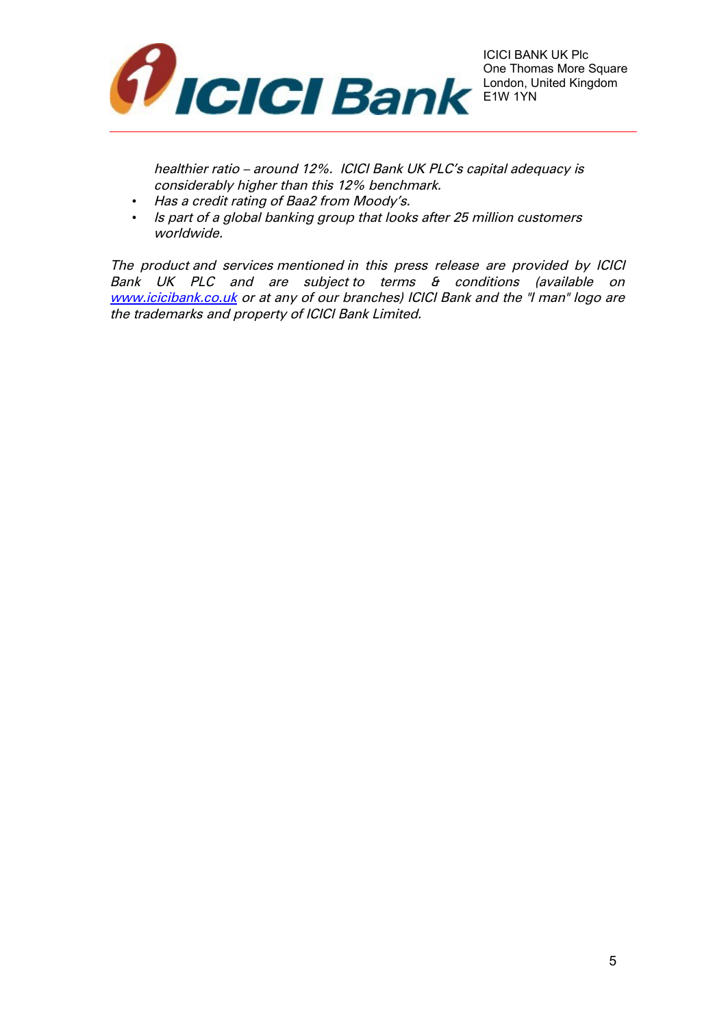*healthier ratio – around 12%. ICICI Bank UK PLC's capital adequacy is considerably higher than this 12% benchmark.*

- *Has a credit rating of Baa2 from Moody's.*
- *Is part of a global banking group that looks after 25 million customers worldwide.*

*The product and services mentioned in this press release are provided by ICICI Bank UK PLC and are subject to terms & conditions (available on [www.icicibank.co.uk](http://www.icicibank.co.uk) or at any of our branches) ICICI Bank and the "I man" logo are the trademarks and property of ICICI Bank Limited.*